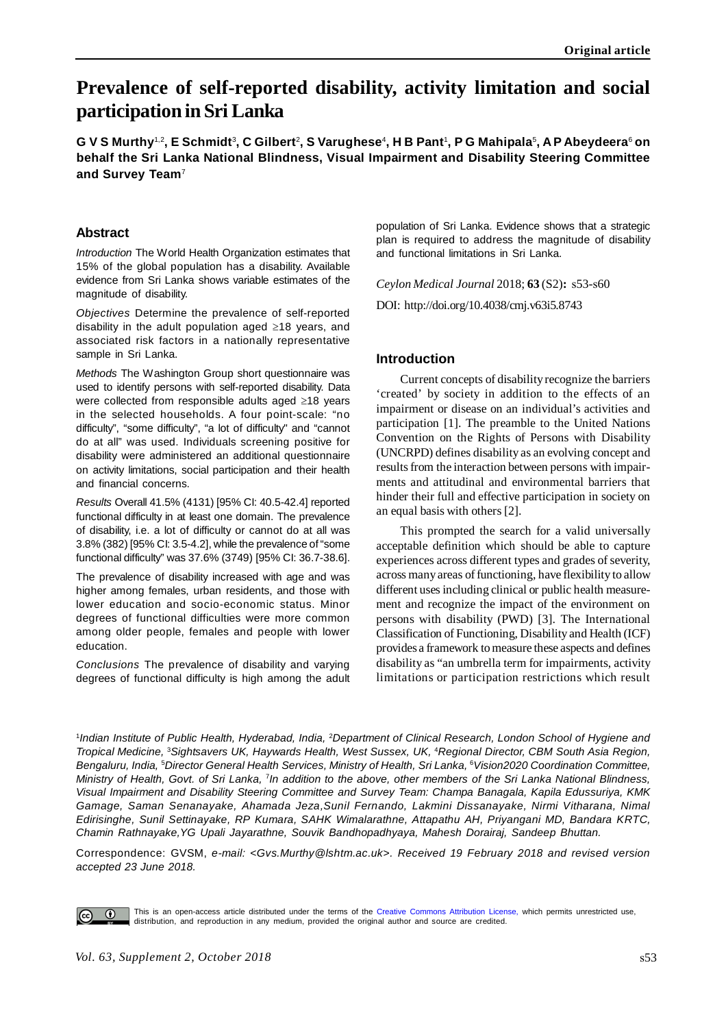# Prevalence of self-reported disability, activity limitation and social participation in Sri Lanka

**G V S Murthy[1,2], E Schmidt[3], C Gilbert[2], S Varughese[4], H B Pant[1], P G Mahipala[5], A P Abeydeera[6] on behalf the Sri Lanka National Blindness, Visual Impairment and Disability Steering Committee and Survey Team[7]**

## Abstract

*Introduction* The World Health Organization estimates that 15% of the global population has a disability. Available evidence from Sri Lanka shows variable estimates of the magnitude of disability.

*Objectives* Determine the prevalence of self-reported disability in the adult population aged ≥18 years, and associated risk factors in a nationally representative sample in Sri Lanka.

*Methods* The Washington Group short questionnaire was used to identify persons with self-reported disability. Data were collected from responsible adults aged ≥18 years in the selected households. A four point-scale: "no difficulty", "some difficulty", "a lot of difficulty" and "cannot do at all" was used. Individuals screening positive for disability were administered an additional questionnaire on activity limitations, social participation and their health and financial concerns.

*Results* Overall 41.5% (4131) [95% CI: 40.5-42.4] reported functional difficulty in at least one domain. The prevalence of disability, i.e. a lot of difficulty or cannot do at all was 3.8% (382) [95% CI: 3.5-4.2], while the prevalence of "some functional difficulty" was 37.6% (3749) [95% CI: 36.7-38.6].

The prevalence of disability increased with age and was higher among females, urban residents, and those with lower education and socio-economic status. Minor degrees of functional difficulties were more common among older people, females and people with lower education.

*Conclusions* The prevalence of disability and varying degrees of functional difficulty is high among the adult population of Sri Lanka. Evidence shows that a strategic plan is required to address the magnitude of disability and functional limitations in Sri Lanka.

*Ceylon Medical Journal* 2018; **63** (S2): s53-s60

DOI: http://doi.org/10.4038/cmj.v63i5.8743

## Introduction

Current concepts of disability recognize the barriers 'created' by society in addition to the effects of an impairment or disease on an individual's activities and participation [1]. The preamble to the United Nations Convention on the Rights of Persons with Disability (UNCRPD) defines disability as an evolving concept and results from the interaction between persons with impairments and attitudinal and environmental barriers that hinder their full and effective participation in society on an equal basis with others [2].

This prompted the search for a valid universally acceptable definition which should be able to capture experiences across different types and grades of severity, across many areas of functioning, have flexibility to allow different uses including clinical or public health measurement and recognize the impact of the environment on persons with disability (PWD) [3]. The International Classification of Functioning, Disability and Health (ICF) provides a framework to measure these aspects and defines disability as "an umbrella term for impairments, activity limitations or participation restrictions which result

[1]*Indian Institute of Public Health, Hyderabad, India,* [2]*Department of Clinical Research, London School of Hygiene and Tropical Medicine,* [3]*Sightsavers UK, Haywards Health, West Sussex, UK,* [4]*Regional Director, CBM South Asia Region, Bengaluru, India,* [5]*Director General Health Services, Ministry of Health, Sri Lanka,* [6]*Vision2020 Coordination Committee, Ministry of Health, Govt. of Sri Lanka,* [7]*In addition to the above, other members of the Sri Lanka National Blindness, Visual Impairment and Disability Steering Committee and Survey Team: Champa Banagala, Kapila Edussuriya, KMK Gamage, Saman Senanayake, Ahamada Jeza, Sunil Fernando, Lakmini Dissanayake, Nirmi Vitharana, Nimal Edirisinghe, Sunil Settinayake, RP Kumara, SAHK Wimalarathne, Attapathu AH, Priyangani MD, Bandara KRTC, Chamin Rathnayake, YG Upali Jayarathne, Souvik Bandhopadhyaya, Mahesh Dorairaj, Sandeep Bhuttan.*

Correspondence: GVSM, *e-mail: <Gvs.Murthy@lshtm.ac.uk>. Received 19 February 2018 and revised version accepted 23 June 2018.*

This is an open-access article distributed under the terms of the Creative Commons Attribution License, which permits unrestricted use, distribution, and reproduction in any medium, provided the original author and source are credited.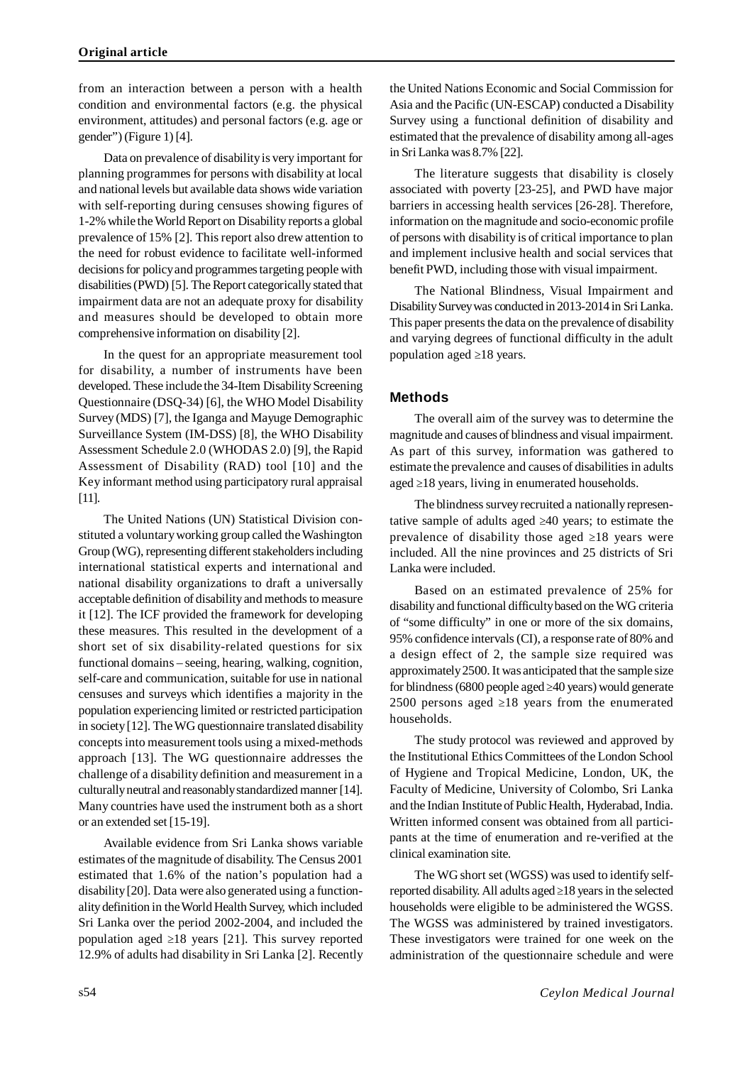from an interaction between a person with a health condition and environmental factors (e.g. the physical environment, attitudes) and personal factors (e.g. age or gender") (Figure 1) [4].

Data on prevalence of disability is very important for planning programmes for persons with disability at local and national levels but available data shows wide variation with self-reporting during censuses showing figures of 1-2% while the World Report on Disability reports a global prevalence of 15% [2]. This report also drew attention to the need for robust evidence to facilitate well-informed decisions for policy and programmes targeting people with disabilities (PWD) [5]. The Report categorically stated that impairment data are not an adequate proxy for disability and measures should be developed to obtain more comprehensive information on disability [2].

In the quest for an appropriate measurement tool for disability, a number of instruments have been developed. These include the 34-Item Disability Screening Questionnaire (DSQ-34) [6], the WHO Model Disability Survey (MDS) [7], the Iganga and Mayuge Demographic Surveillance System (IM-DSS) [8], the WHO Disability Assessment Schedule 2.0 (WHODAS 2.0) [9], the Rapid Assessment of Disability (RAD) tool [10] and the Key informant method using participatory rural appraisal [11].

The United Nations (UN) Statistical Division constituted a voluntary working group called the Washington Group (WG), representing different stakeholders including international statistical experts and international and national disability organizations to draft a universally acceptable definition of disability and methods to measure it [12]. The ICF provided the framework for developing these measures. This resulted in the development of a short set of six disability-related questions for six functional domains – seeing, hearing, walking, cognition, self-care and communication, suitable for use in national censuses and surveys which identifies a majority in the population experiencing limited or restricted participation in society [12]. The WG questionnaire translated disability concepts into measurement tools using a mixed-methods approach [13]. The WG questionnaire addresses the challenge of a disability definition and measurement in a culturally neutral and reasonably standardized manner [14]. Many countries have used the instrument both as a short or an extended set [15-19].

Available evidence from Sri Lanka shows variable estimates of the magnitude of disability. The Census 2001 estimated that 1.6% of the nation's population had a disability [20]. Data were also generated using a functionality definition in the World Health Survey, which included Sri Lanka over the period 2002-2004, and included the population aged ≥18 years [21]. This survey reported 12.9% of adults had disability in Sri Lanka [2]. Recently the United Nations Economic and Social Commission for Asia and the Pacific (UN-ESCAP) conducted a Disability Survey using a functional definition of disability and estimated that the prevalence of disability among all-ages in Sri Lanka was 8.7% [22].

The literature suggests that disability is closely associated with poverty [23-25], and PWD have major barriers in accessing health services [26-28]. Therefore, information on the magnitude and socio-economic profile of persons with disability is of critical importance to plan and implement inclusive health and social services that benefit PWD, including those with visual impairment.

The National Blindness, Visual Impairment and Disability Survey was conducted in 2013-2014 in Sri Lanka. This paper presents the data on the prevalence of disability and varying degrees of functional difficulty in the adult population aged ≥18 years.

## Methods

The overall aim of the survey was to determine the magnitude and causes of blindness and visual impairment. As part of this survey, information was gathered to estimate the prevalence and causes of disabilities in adults aged ≥18 years, living in enumerated households.

The blindness survey recruited a nationally representative sample of adults aged ≥40 years; to estimate the prevalence of disability those aged ≥18 years were included. All the nine provinces and 25 districts of Sri Lanka were included.

Based on an estimated prevalence of 25% for disability and functional difficulty based on the WG criteria of "some difficulty" in one or more of the six domains, 95% confidence intervals (CI), a response rate of 80% and a design effect of 2, the sample size required was approximately 2500. It was anticipated that the sample size for blindness (6800 people aged ≥40 years) would generate 2500 persons aged ≥18 years from the enumerated households.

The study protocol was reviewed and approved by the Institutional Ethics Committees of the London School of Hygiene and Tropical Medicine, London, UK, the Faculty of Medicine, University of Colombo, Sri Lanka and the Indian Institute of Public Health, Hyderabad, India. Written informed consent was obtained from all participants at the time of enumeration and re-verified at the clinical examination site.

The WG short set (WGSS) was used to identify self-reported disability. All adults aged ≥18 years in the selected households were eligible to be administered the WGSS. The WGSS was administered by trained investigators. These investigators were trained for one week on the administration of the questionnaire schedule and were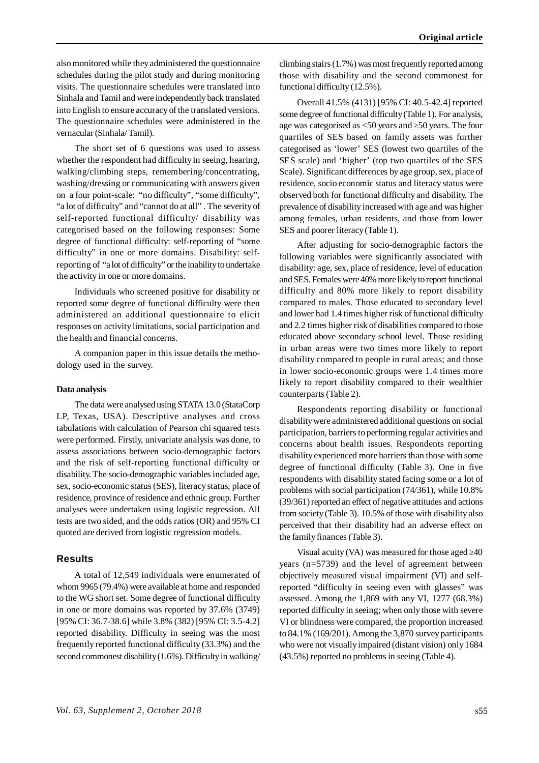also monitored while they administered the questionnaire schedules during the pilot study and during monitoring visits. The questionnaire schedules were translated into Sinhala and Tamil and were independently back translated into English to ensure accuracy of the translated versions. The questionnaire schedules were administered in the vernacular (Sinhala/ Tamil).

The short set of 6 questions was used to assess whether the respondent had difficulty in seeing, hearing, walking/climbing steps, remembering/concentrating, washing/dressing or communicating with answers given on a four point-scale: "no difficulty", "some difficulty", "a lot of difficulty" and "cannot do at all" . The severity of self-reported functional difficulty/ disability was categorised based on the following responses: Some degree of functional difficulty: self-reporting of "some difficulty" in one or more domains. Disability: self-reporting of "a lot of difficulty" or the inability to undertake the activity in one or more domains.

Individuals who screened positive for disability or reported some degree of functional difficulty were then administered an additional questionnaire to elicit responses on activity limitations, social participation and the health and financial concerns.

A companion paper in this issue details the methodology used in the survey.

**Data analysis**

The data were analysed using STATA 13.0 (StataCorp LP, Texas, USA). Descriptive analyses and cross tabulations with calculation of Pearson chi squared tests were performed. Firstly, univariate analysis was done, to assess associations between socio-demographic factors and the risk of self-reporting functional difficulty or disability. The socio-demographic variables included age, sex, socio-economic status (SES), literacy status, place of residence, province of residence and ethnic group. Further analyses were undertaken using logistic regression. All tests are two sided, and the odds ratios (OR) and 95% CI quoted are derived from logistic regression models.

## Results

A total of 12,549 individuals were enumerated of whom 9965 (79.4%) were available at home and responded to the WG short set. Some degree of functional difficulty in one or more domains was reported by 37.6% (3749) [95% CI: 36.7-38.6] while 3.8% (382) [95% CI: 3.5-4.2] reported disability. Difficulty in seeing was the most frequently reported functional difficulty (33.3%) and the second commonest disability (1.6%). Difficulty in walking/ climbing stairs (1.7%) was most frequently reported among those with disability and the second commonest for functional difficulty (12.5%).

Overall 41.5% (4131) [95% CI: 40.5-42.4] reported some degree of functional difficulty (Table 1). For analysis, age was categorised as <50 years and ≥50 years. The four quartiles of SES based on family assets was further categorised as 'lower' SES (lowest two quartiles of the SES scale) and 'higher' (top two quartiles of the SES Scale). Significant differences by age group, sex, place of residence, socio economic status and literacy status were observed both for functional difficulty and disability. The prevalence of disability increased with age and was higher among females, urban residents, and those from lower SES and poorer literacy (Table 1).

After adjusting for socio-demographic factors the following variables were significantly associated with disability: age, sex, place of residence, level of education and SES. Females were 40% more likely to report functional difficulty and 80% more likely to report disability compared to males. Those educated to secondary level and lower had 1.4 times higher risk of functional difficulty and 2.2 times higher risk of disabilities compared to those educated above secondary school level. Those residing in urban areas were two times more likely to report disability compared to people in rural areas; and those in lower socio-economic groups were 1.4 times more likely to report disability compared to their wealthier counterparts (Table 2).

Respondents reporting disability or functional disability were administered additional questions on social participation, barriers to performing regular activities and concerns about health issues. Respondents reporting disability experienced more barriers than those with some degree of functional difficulty (Table 3). One in five respondents with disability stated facing some or a lot of problems with social participation (74/361), while 10.8% (39/361) reported an effect of negative attitudes and actions from society (Table 3). 10.5% of those with disability also perceived that their disability had an adverse effect on the family finances (Table 3).

Visual acuity (VA) was measured for those aged ≥40 years (n=5739) and the level of agreement between objectively measured visual impairment (VI) and self-reported "difficulty in seeing even with glasses" was assessed. Among the 1,869 with any VI, 1277 (68.3%) reported difficulty in seeing; when only those with severe VI or blindness were compared, the proportion increased to 84.1% (169/201). Among the 3,870 survey participants who were not visually impaired (distant vision) only 1684 (43.5%) reported no problems in seeing (Table 4).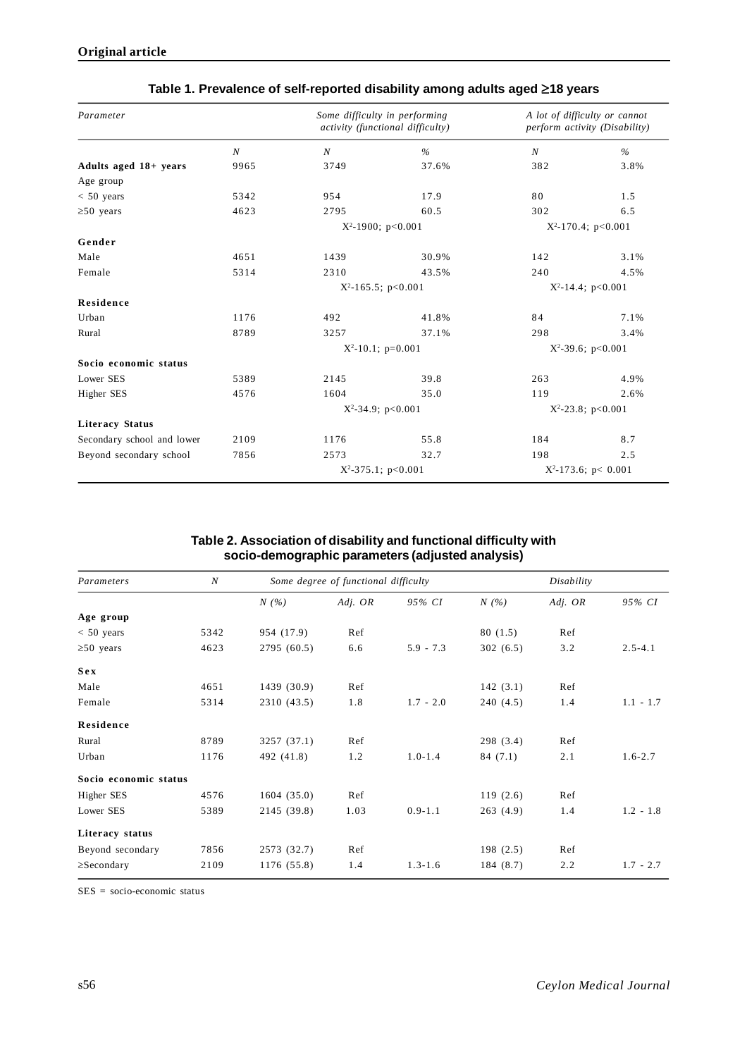**Table 1. Prevalence of self-reported disability among adults aged ≥18 years**

| Parameter | | Some difficulty in performing activity (functional difficulty) | | A lot of difficulty or cannot perform activity (Disability) | |
|---|---|---|---|---|---|
| | *N* | *N* | *%* | *N* | *%* |
| **Adults aged 18+ years** | 9965 | 3749 | 37.6% | 382 | 3.8% |
| Age group | | | | | |
| < 50 years | 5342 | 954 | 17.9 | 80 | 1.5 |
| ≥50 years | 4623 | 2795 | 60.5 | 302 | 6.5 |
| | | $X^2$-1900; $p<0.001$ | | $X^2$-170.4; $p<0.001$ | |
| **Gender** | | | | | |
| Male | 4651 | 1439 | 30.9% | 142 | 3.1% |
| Female | 5314 | 2310 | 43.5% | 240 | 4.5% |
| | | $X^2$-165.5; $p<0.001$ | | $X^2$-14.4; $p<0.001$ | |
| **Residence** | | | | | |
| Urban | 1176 | 492 | 41.8% | 84 | 7.1% |
| Rural | 8789 | 3257 | 37.1% | 298 | 3.4% |
| | | $X^2$-10.1; $p=0.001$ | | $X^2$-39.6; $p<0.001$ | |
| **Socio economic status** | | | | | |
| Lower SES | 5389 | 2145 | 39.8 | 263 | 4.9% |
| Higher SES | 4576 | 1604 | 35.0 | 119 | 2.6% |
| | | $X^2$-34.9; $p<0.001$ | | $X^2$-23.8; $p<0.001$ | |
| **Literacy Status** | | | | | |
| Secondary school and lower | 2109 | 1176 | 55.8 | 184 | 8.7 |
| Beyond secondary school | 7856 | 2573 | 32.7 | 198 | 2.5 |
| | | $X^2$-375.1; $p<0.001$ | | $X^2$-173.6; $p< 0.001$ | |

**Table 2. Association of disability and functional difficulty with socio-demographic parameters (adjusted analysis)**

| Parameters | *N* | Some degree of functional difficulty | | | Disability | | |
|---|---|---|---|---|---|---|---|
| | | *N (%)* | *Adj. OR* | *95% CI* | *N (%)* | *Adj. OR* | *95% CI* |
| **Age group** | | | | | | | |
| < 50 years | 5342 | 954 (17.9) | Ref | | 80 (1.5) | Ref | |
| ≥50 years | 4623 | 2795 (60.5) | 6.6 | 5.9 - 7.3 | 302 (6.5) | 3.2 | 2.5-4.1 |
| **Sex** | | | | | | | |
| Male | 4651 | 1439 (30.9) | Ref | | 142 (3.1) | Ref | |
| Female | 5314 | 2310 (43.5) | 1.8 | 1.7 - 2.0 | 240 (4.5) | 1.4 | 1.1 - 1.7 |
| **Residence** | | | | | | | |
| Rural | 8789 | 3257 (37.1) | Ref | | 298 (3.4) | Ref | |
| Urban | 1176 | 492 (41.8) | 1.2 | 1.0-1.4 | 84 (7.1) | 2.1 | 1.6-2.7 |
| **Socio economic status** | | | | | | | |
| Higher SES | 4576 | 1604 (35.0) | Ref | | 119 (2.6) | Ref | |
| Lower SES | 5389 | 2145 (39.8) | 1.03 | 0.9-1.1 | 263 (4.9) | 1.4 | 1.2 - 1.8 |
| **Literacy status** | | | | | | | |
| Beyond secondary | 7856 | 2573 (32.7) | Ref | | 198 (2.5) | Ref | |
| ≥Secondary | 2109 | 1176 (55.8) | 1.4 | 1.3-1.6 | 184 (8.7) | 2.2 | 1.7 - 2.7 |

SES = socio-economic status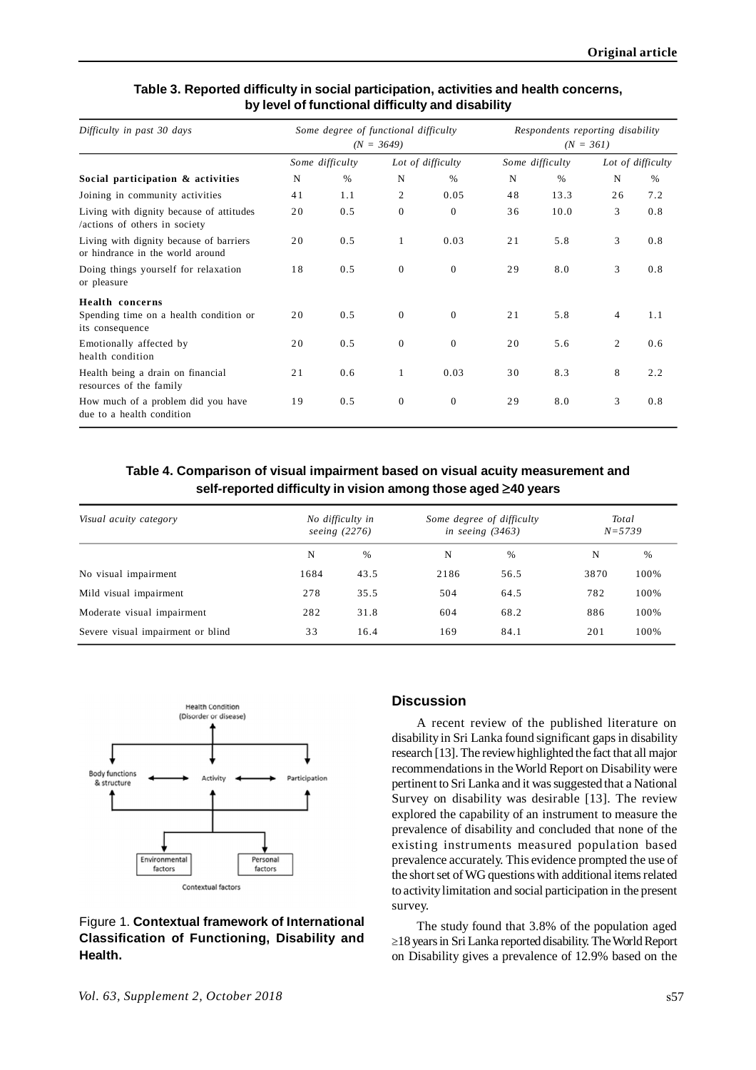**Original article**

**Table 3. Reported difficulty in social participation, activities and health concerns, by level of functional difficulty and disability**

| *Difficulty in past 30 days* | *Some degree of functional difficulty (N = 3649)* | | | | *Respondents reporting disability (N = 361)* | | | |
|---|---|---|---|---|---|---|---|---|
| | *Some difficulty* | | *Lot of difficulty* | | *Some difficulty* | | *Lot of difficulty* | |
| **Social participation & activities** | N | % | N | % | N | % | N | % |
| Joining in community activities | 41 | 1.1 | 2 | 0.05 | 48 | 13.3 | 26 | 7.2 |
| Living with dignity because of attitudes /actions of others in society | 20 | 0.5 | 0 | 0 | 36 | 10.0 | 3 | 0.8 |
| Living with dignity because of barriers or hindrance in the world around | 20 | 0.5 | 1 | 0.03 | 21 | 5.8 | 3 | 0.8 |
| Doing things yourself for relaxation or pleasure | 18 | 0.5 | 0 | 0 | 29 | 8.0 | 3 | 0.8 |
| **Health concerns** | | | | | | | | |
| Spending time on a health condition or its consequence | 20 | 0.5 | 0 | 0 | 21 | 5.8 | 4 | 1.1 |
| Emotionally affected by health condition | 20 | 0.5 | 0 | 0 | 20 | 5.6 | 2 | 0.6 |
| Health being a drain on financial resources of the family | 21 | 0.6 | 1 | 0.03 | 30 | 8.3 | 8 | 2.2 |
| How much of a problem did you have due to a health condition | 19 | 0.5 | 0 | 0 | 29 | 8.0 | 3 | 0.8 |

**Table 4. Comparison of visual impairment based on visual acuity measurement and self-reported difficulty in vision among those aged ≥40 years**

| *Visual acuity category* | *No difficulty in seeing (2276)* | | *Some degree of difficulty in seeing (3463)* | | *Total N=5739* | |
|---|---|---|---|---|---|---|
| | N | % | N | % | N | % |
| No visual impairment | 1684 | 43.5 | 2186 | 56.5 | 3870 | 100% |
| Mild visual impairment | 278 | 35.5 | 504 | 64.5 | 782 | 100% |
| Moderate visual impairment | 282 | 31.8 | 604 | 68.2 | 886 | 100% |
| Severe visual impairment or blind | 33 | 16.4 | 169 | 84.1 | 201 | 100% |

Health Condition
(Disorder or disease)
Body functions & structure
Activity
Participation
Environmental factors
Personal factors
Contextual factors

Figure 1. **Contextual framework of International Classification of Functioning, Disability and Health.**

## Discussion

A recent review of the published literature on disability in Sri Lanka found significant gaps in disability research [13]. The review highlighted the fact that all major recommendations in the World Report on Disability were pertinent to Sri Lanka and it was suggested that a National Survey on disability was desirable [13]. The review explored the capability of an instrument to measure the prevalence of disability and concluded that none of the existing instruments measured population based prevalence accurately. This evidence prompted the use of the short set of WG questions with additional items related to activity limitation and social participation in the present survey.

The study found that 3.8% of the population aged ≥18 years in Sri Lanka reported disability. The World Report on Disability gives a prevalence of 12.9% based on the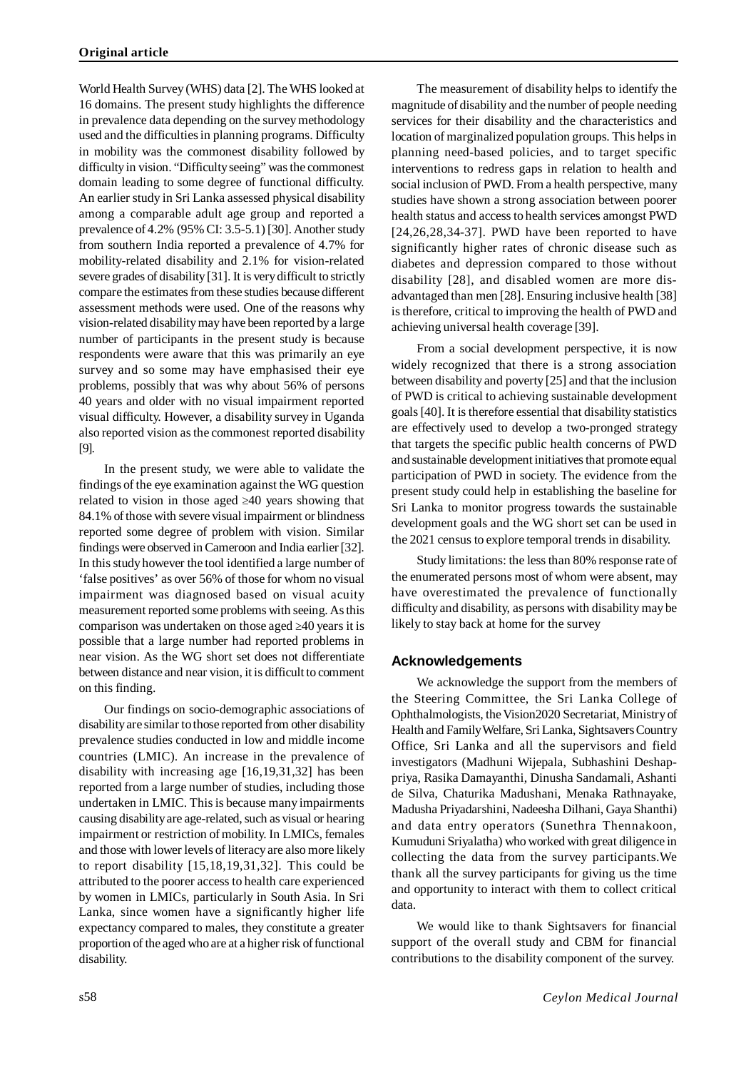World Health Survey (WHS) data [2]. The WHS looked at 16 domains. The present study highlights the difference in prevalence data depending on the survey methodology used and the difficulties in planning programs. Difficulty in mobility was the commonest disability followed by difficulty in vision. "Difficulty seeing" was the commonest domain leading to some degree of functional difficulty. An earlier study in Sri Lanka assessed physical disability among a comparable adult age group and reported a prevalence of 4.2% (95% CI: 3.5-5.1) [30]. Another study from southern India reported a prevalence of 4.7% for mobility-related disability and 2.1% for vision-related severe grades of disability [31]. It is very difficult to strictly compare the estimates from these studies because different assessment methods were used. One of the reasons why vision-related disability may have been reported by a large number of participants in the present study is because respondents were aware that this was primarily an eye survey and so some may have emphasised their eye problems, possibly that was why about 56% of persons 40 years and older with no visual impairment reported visual difficulty. However, a disability survey in Uganda also reported vision as the commonest reported disability [9].

In the present study, we were able to validate the findings of the eye examination against the WG question related to vision in those aged ≥40 years showing that 84.1% of those with severe visual impairment or blindness reported some degree of problem with vision. Similar findings were observed in Cameroon and India earlier [32]. In this study however the tool identified a large number of 'false positives' as over 56% of those for whom no visual impairment was diagnosed based on visual acuity measurement reported some problems with seeing. As this comparison was undertaken on those aged ≥40 years it is possible that a large number had reported problems in near vision. As the WG short set does not differentiate between distance and near vision, it is difficult to comment on this finding.

Our findings on socio-demographic associations of disability are similar to those reported from other disability prevalence studies conducted in low and middle income countries (LMIC). An increase in the prevalence of disability with increasing age [16,19,31,32] has been reported from a large number of studies, including those undertaken in LMIC. This is because many impairments causing disability are age-related, such as visual or hearing impairment or restriction of mobility. In LMICs, females and those with lower levels of literacy are also more likely to report disability [15,18,19,31,32]. This could be attributed to the poorer access to health care experienced by women in LMICs, particularly in South Asia. In Sri Lanka, since women have a significantly higher life expectancy compared to males, they constitute a greater proportion of the aged who are at a higher risk of functional disability.

The measurement of disability helps to identify the magnitude of disability and the number of people needing services for their disability and the characteristics and location of marginalized population groups. This helps in planning need-based policies, and to target specific interventions to redress gaps in relation to health and social inclusion of PWD. From a health perspective, many studies have shown a strong association between poorer health status and access to health services amongst PWD [24,26,28,34-37]. PWD have been reported to have significantly higher rates of chronic disease such as diabetes and depression compared to those without disability [28], and disabled women are more disadvantaged than men [28]. Ensuring inclusive health [38] is therefore, critical to improving the health of PWD and achieving universal health coverage [39].

From a social development perspective, it is now widely recognized that there is a strong association between disability and poverty [25] and that the inclusion of PWD is critical to achieving sustainable development goals [40]. It is therefore essential that disability statistics are effectively used to develop a two-pronged strategy that targets the specific public health concerns of PWD and sustainable development initiatives that promote equal participation of PWD in society. The evidence from the present study could help in establishing the baseline for Sri Lanka to monitor progress towards the sustainable development goals and the WG short set can be used in the 2021 census to explore temporal trends in disability.

Study limitations: the less than 80% response rate of the enumerated persons most of whom were absent, may have overestimated the prevalence of functionally difficulty and disability, as persons with disability may be likely to stay back at home for the survey

## Acknowledgements

We acknowledge the support from the members of the Steering Committee, the Sri Lanka College of Ophthalmologists, the Vision2020 Secretariat, Ministry of Health and Family Welfare, Sri Lanka, Sightsavers Country Office, Sri Lanka and all the supervisors and field investigators (Madhuni Wijepala, Subhashini Deshappriya, Rasika Damayanthi, Dinusha Sandamali, Ashanti de Silva, Chaturika Madushani, Menaka Rathnayake, Madusha Priyadarshini, Nadeesha Dilhani, Gaya Shanthi) and data entry operators (Sunethra Thennakoon, Kumuduni Sriyalatha) who worked with great diligence in collecting the data from the survey participants.We thank all the survey participants for giving us the time and opportunity to interact with them to collect critical data.

We would like to thank Sightsavers for financial support of the overall study and CBM for financial contributions to the disability component of the survey.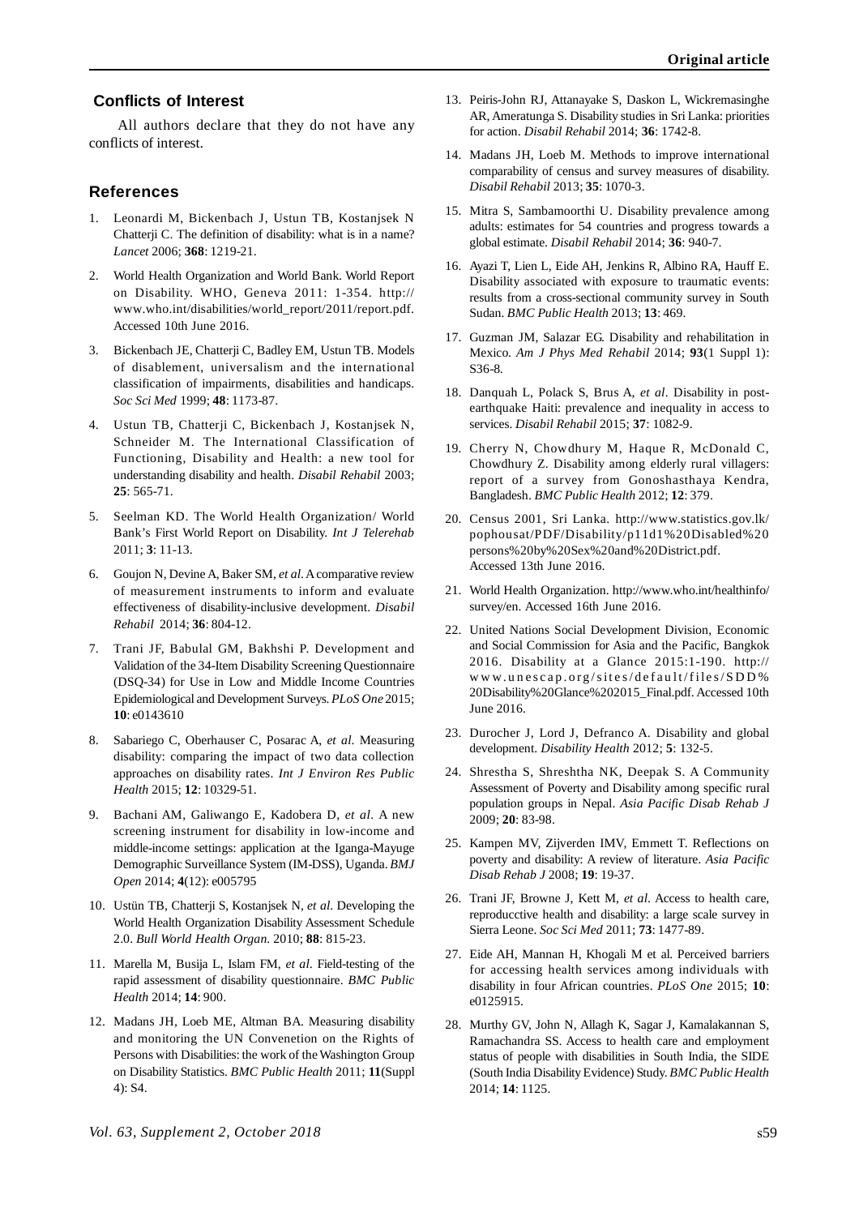## Conflicts of Interest

All authors declare that they do not have any conflicts of interest.

## References

1. Leonardi M, Bickenbach J, Ustun TB, Kostanjsek N Chatterji C. The definition of disability: what is in a name? *Lancet* 2006; **368**: 1219-21.
2. World Health Organization and World Bank. World Report on Disability. WHO, Geneva 2011: 1-354. http://www.who.int/disabilities/world_report/2011/report.pdf. Accessed 10th June 2016.
3. Bickenbach JE, Chatterji C, Badley EM, Ustun TB. Models of disablement, universalism and the international classification of impairments, disabilities and handicaps. *Soc Sci Med* 1999; **48**: 1173-87.
4. Ustun TB, Chatterji C, Bickenbach J, Kostanjsek N, Schneider M. The International Classification of Functioning, Disability and Health: a new tool for understanding disability and health. *Disabil Rehabil* 2003; **25**: 565-71.
5. Seelman KD. The World Health Organization/ World Bank's First World Report on Disability. *Int J Telerehab* 2011; **3**: 11-13.
6. Goujon N, Devine A, Baker SM, *et al*. A comparative review of measurement instruments to inform and evaluate effectiveness of disability-inclusive development. *Disabil Rehabil* 2014; **36**: 804-12.
7. Trani JF, Babulal GM, Bakhshi P. Development and Validation of the 34-Item Disability Screening Questionnaire (DSQ-34) for Use in Low and Middle Income Countries Epidemiological and Development Surveys. *PLoS One* 2015; **10**: e0143610
8. Sabariego C, Oberhauser C, Posarac A, *et al*. Measuring disability: comparing the impact of two data collection approaches on disability rates. *Int J Environ Res Public Health* 2015; **12**: 10329-51.
9. Bachani AM, Galiwango E, Kadobera D, *et al*. A new screening instrument for disability in low-income and middle-income settings: application at the Iganga-Mayuge Demographic Surveillance System (IM-DSS), Uganda. *BMJ Open* 2014; **4**(12): e005795
10. Ustün TB, Chatterji S, Kostanjsek N, *et al*. Developing the World Health Organization Disability Assessment Schedule 2.0. *Bull World Health Organ*. 2010; **88**: 815-23.
11. Marella M, Busija L, Islam FM, *et al*. Field-testing of the rapid assessment of disability questionnaire. *BMC Public Health* 2014; **14**: 900.
12. Madans JH, Loeb ME, Altman BA. Measuring disability and monitoring the UN Convenetion on the Rights of Persons with Disabilities: the work of the Washington Group on Disability Statistics. *BMC Public Health* 2011; **11**(Suppl 4): S4.
13. Peiris-John RJ, Attanayake S, Daskon L, Wickremasinghe AR, Ameratunga S. Disability studies in Sri Lanka: priorities for action. *Disabil Rehabil* 2014; **36**: 1742-8.
14. Madans JH, Loeb M. Methods to improve international comparability of census and survey measures of disability. *Disabil Rehabil* 2013; **35**: 1070-3.
15. Mitra S, Sambamoorthi U. Disability prevalence among adults: estimates for 54 countries and progress towards a global estimate. *Disabil Rehabil* 2014; **36**: 940-7.
16. Ayazi T, Lien L, Eide AH, Jenkins R, Albino RA, Hauff E. Disability associated with exposure to traumatic events: results from a cross-sectional community survey in South Sudan. *BMC Public Health* 2013; **13**: 469.
17. Guzman JM, Salazar EG. Disability and rehabilitation in Mexico. *Am J Phys Med Rehabil* 2014; **93**(1 Suppl 1): S36-8.
18. Danquah L, Polack S, Brus A, *et al*. Disability in post-earthquake Haiti: prevalence and inequality in access to services. *Disabil Rehabil* 2015; **37**: 1082-9.
19. Cherry N, Chowdhury M, Haque R, McDonald C, Chowdhury Z. Disability among elderly rural villagers: report of a survey from Gonoshasthaya Kendra, Bangladesh. *BMC Public Health* 2012; **12**: 379.
20. Census 2001, Sri Lanka. http://www.statistics.gov.lk/pophousat/PDF/Disability/p11d1%20Disabled%20persons%20by%20Sex%20and%20District.pdf. Accessed 13th June 2016.
21. World Health Organization. http://www.who.int/healthinfo/survey/en. Accessed 16th June 2016.
22. United Nations Social Development Division, Economic and Social Commission for Asia and the Pacific, Bangkok 2016. Disability at a Glance 2015:1-190. http://www.unescap.org/sites/default/files/SDD%20Disability%20Glance%202015_Final.pdf. Accessed 10th June 2016.
23. Durocher J, Lord J, Defranco A. Disability and global development. *Disability Health* 2012; **5**: 132-5.
24. Shrestha S, Shreshtha NK, Deepak S. A Community Assessment of Poverty and Disability among specific rural population groups in Nepal. *Asia Pacific Disab Rehab J* 2009; **20**: 83-98.
25. Kampen MV, Zijverden IMV, Emmett T. Reflections on poverty and disability: A review of literature. *Asia Pacific Disab Rehab J* 2008; **19**: 19-37.
26. Trani JF, Browne J, Kett M, *et al*. Access to health care, reproducctive health and disability: a large scale survey in Sierra Leone. *Soc Sci Med* 2011; **73**: 1477-89.
27. Eide AH, Mannan H, Khogali M et al. Perceived barriers for accessing health services among individuals with disability in four African countries. *PLoS One* 2015; **10**: e0125915.
28. Murthy GV, John N, Allagh K, Sagar J, Kamalakannan S, Ramachandra SS. Access to health care and employment status of people with disabilities in South India, the SIDE (South India Disability Evidence) Study. *BMC Public Health* 2014; **14**: 1125.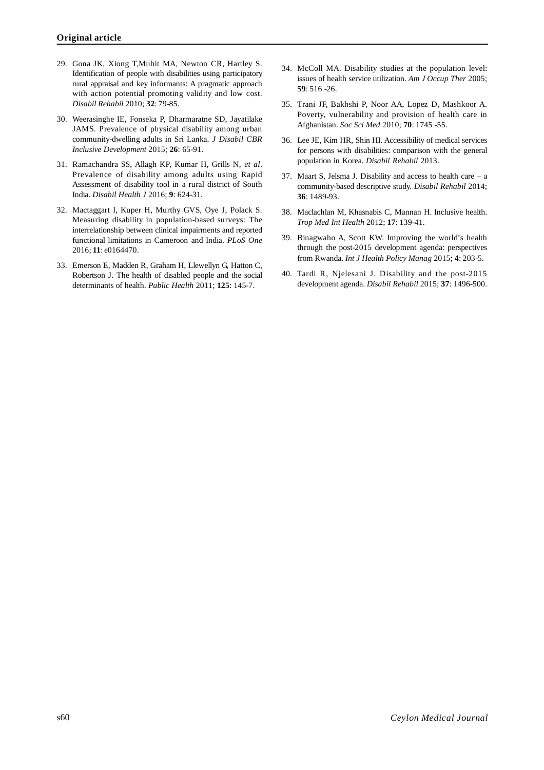29. Gona JK, Xiong T,Muhit MA, Newton CR, Hartley S. Identification of people with disabilities using participatory rural appraisal and key informants: A pragmatic approach with action potential promoting validity and low cost. *Disabil Rehabil* 2010; **32**: 79-85.

30. Weerasinghe IE, Fonseka P, Dharmaratne SD, Jayatilake JAMS. Prevalence of physical disability among urban community-dwelling adults in Sri Lanka. *J Disabil CBR Inclusive Development* 2015; **26**: 65-91.

31. Ramachandra SS, Allagh KP, Kumar H, Grills N, *et al*. Prevalence of disability among adults using Rapid Assessment of disability tool in a rural district of South India. *Disabil Health J* 2016; **9**: 624-31.

32. Mactaggart I, Kuper H, Murthy GVS, Oye J, Polack S. Measuring disability in population-based surveys: The interrelationship between clinical impairments and reported functional limitations in Cameroon and India. *PLoS One* 2016; **11**: e0164470.

33. Emerson E, Madden R, Graham H, Llewellyn G, Hatton C, Robertson J. The health of disabled people and the social determinants of health. *Public Health* 2011; **125**: 145-7.

34. McColl MA. Disability studies at the population level: issues of health service utilization. *Am J Occup Ther* 2005; **59**: 516 -26.

35. Trani JF, Bakhshi P, Noor AA, Lopez D, Mashkoor A. Poverty, vulnerability and provision of health care in Afghanistan. *Soc Sci Med* 2010; **70**: 1745 -55.

36. Lee JE, Kim HR, Shin HI. Accessibility of medical services for persons with disabilities: comparison with the general population in Korea. *Disabil Rehabil* 2013.

37. Maart S, Jelsma J. Disability and access to health care – a community-based descriptive study. *Disabil Rehabil* 2014; **36**: 1489-93.

38. Maclachlan M, Khasnabis C, Mannan H. Inclusive health. *Trop Med Int Health* 2012; **17**: 139-41.

39. Binagwaho A, Scott KW. Improving the world's health through the post-2015 development agenda: perspectives from Rwanda. *Int J Health Policy Manag* 2015; **4**: 203-5.

40. Tardi R, Njelesani J. Disability and the post-2015 development agenda. *Disabil Rehabil* 2015; **37**: 1496-500.